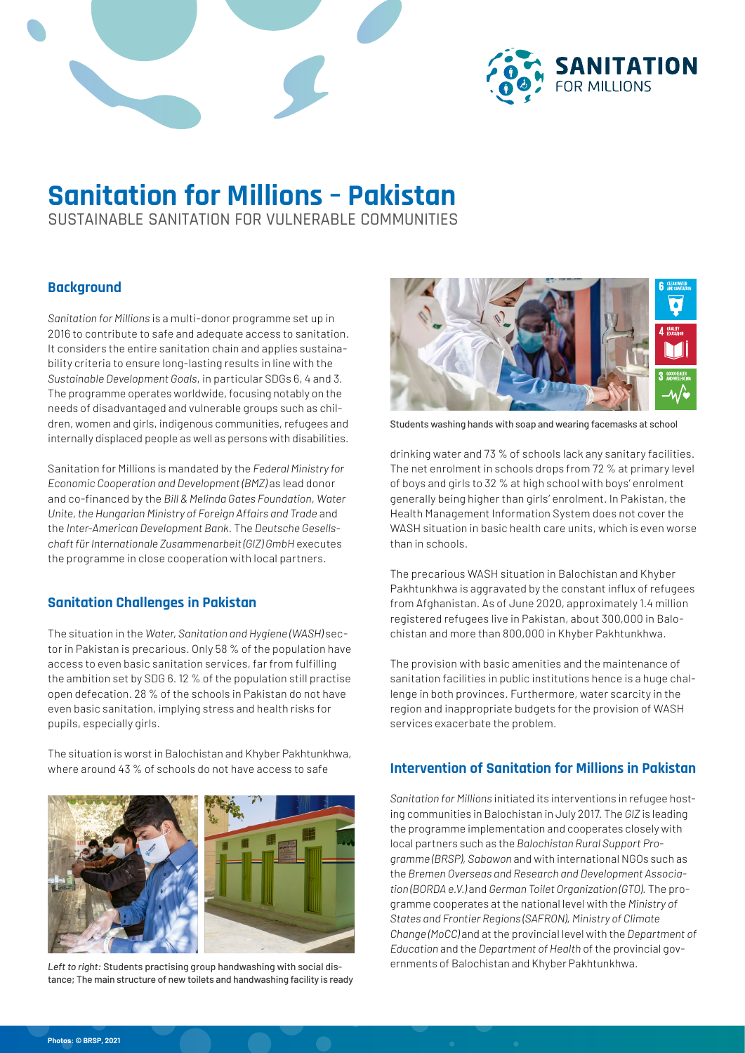# Sanitation for Millions – Pakistan

SUSTAINABLE SANITATION FOR VULNERABLE COMMUNITIES

## Background

*Sanitation for Millions* is a multi-donor programme set up in 2016 to contribute to safe and adequate access to sanitation. It considers the entire sanitation chain and applies sustainability criteria to ensure long-lasting results in line with the *Sustainable Development Goals*, in particular SDGs 6, 4 and 3. The programme operates worldwide, focusing notably on the needs of disadvantaged and vulnerable groups such as children, women and girls, indigenous communities, refugees and internally displaced people as well as persons with disabilities.

Sanitation for Millions is mandated by the *Federal Ministry for Economic Cooperation and Development (BMZ)* as lead donor and co-financed by the *Bill & Melinda Gates Foundation*, *Water Unite*, *the Hungarian Ministry of Foreign Affairs and Trade* and the *Inter-American Development Bank*. The *Deutsche Gesellschaft für Internationale Zusammenarbeit (GIZ) GmbH* executes the programme in close cooperation with local partners.

## Sanitation Challenges in Pakistan

The situation in the *Water, Sanitation and Hygiene (WASH)* sector in Pakistan is precarious. Only 58 % of the population have access to even basic sanitation services, far from fulfilling the ambition set by SDG 6. 12 % of the population still practise open defecation. 28 % of the schools in Pakistan do not have even basic sanitation, implying stress and health risks for pupils, especially girls.

The situation is worst in Balochistan and Khyber Pakhtunkhwa, where around 43 % of schools do not have access to safe drinking water and 73 % of schools lack any sanitary facilities. The net enrolment in schools drops from 72 % at primary level of boys and girls to 32 % at high school with boys' enrolment generally being higher than girls' enrolment. In Pakistan, the Health Management Information System does not cover the WASH situation in basic health care units, which is even worse than in schools.

*Left to right:* Students practising group handwashing with social distance; The main structure of new toilets and handwashing facility is ready

Students washing hands with soap and wearing facemasks at school

The precarious WASH situation in Balochistan and Khyber Pakhtunkhwa is aggravated by the constant influx of refugees from Afghanistan. As of June 2020, approximately 1.4 million registered refugees live in Pakistan, about 300,000 in Balochistan and more than 800,000 in Khyber Pakhtunkhwa.

The provision with basic amenities and the maintenance of sanitation facilities in public institutions hence is a huge challenge in both provinces. Furthermore, water scarcity in the region and inappropriate budgets for the provision of WASH services exacerbate the problem.

## Intervention of Sanitation for Millions in Pakistan

*Sanitation for Millions* initiated its interventions in refugee hosting communities in Balochistan in July 2017. The *GIZ* is leading the programme implementation and cooperates closely with local partners such as the *Balochistan Rural Support Programme (BRSP), Sabawon* and with international NGOs such as the *Bremen Overseas and Research and Development Association (BORDA e.V.)* and *German Toilet Organization (GTO).* The programme cooperates at the national level with the *Ministry of States and Frontier Regions (SAFRON), Ministry of Climate Change (MoCC)* and at the provincial level with the *Department of Education* and the *Department of Health* of the provincial governments of Balochistan and Khyber Pakhtunkhwa.

Photos: © BRSP, 2021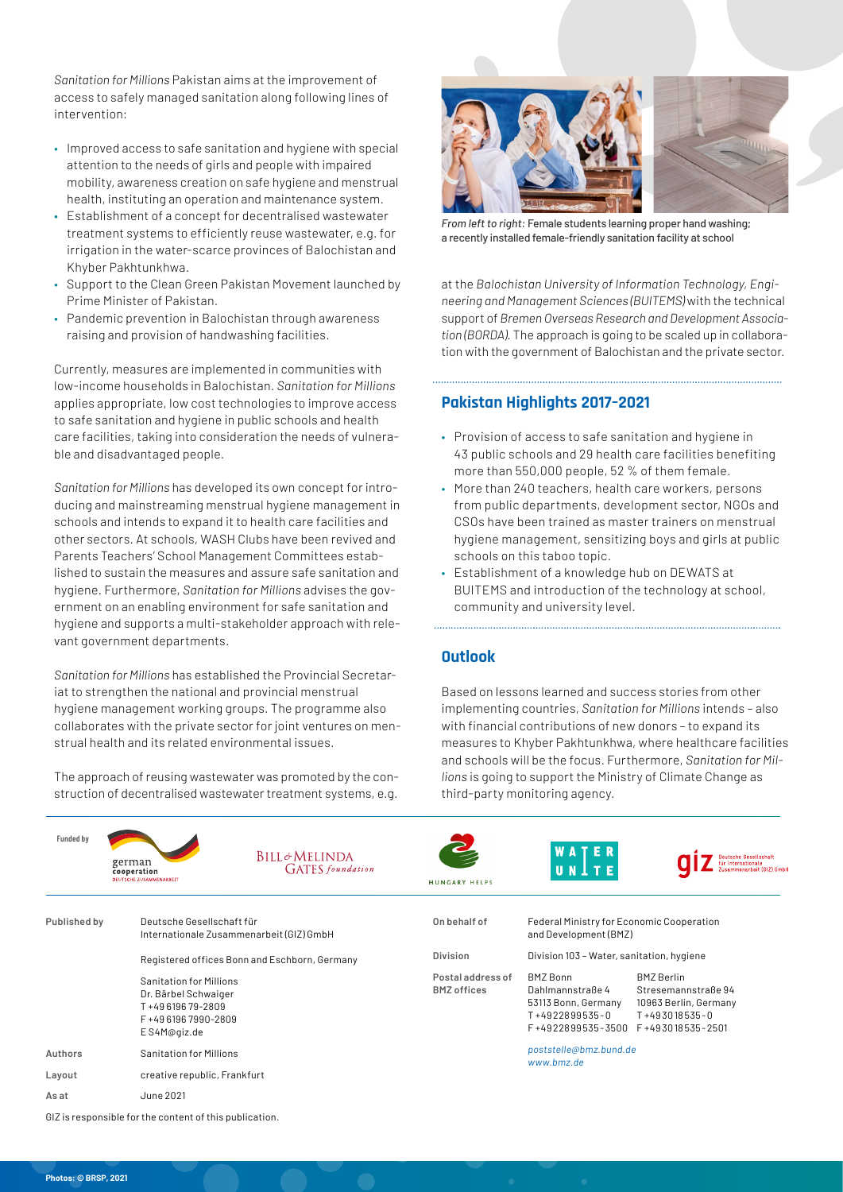*Sanitation for Millions* Pakistan aims at the improvement of access to safely managed sanitation along following lines of intervention:

- Improved access to safe sanitation and hygiene with special attention to the needs of girls and people with impaired mobility, awareness creation on safe hygiene and menstrual health, instituting an operation and maintenance system.
- Establishment of a concept for decentralised wastewater treatment systems to efficiently reuse wastewater, e.g. for irrigation in the water-scarce provinces of Balochistan and Khyber Pakhtunkhwa.
- Support to the Clean Green Pakistan Movement launched by Prime Minister of Pakistan.
- Pandemic prevention in Balochistan through awareness raising and provision of handwashing facilities.

Currently, measures are implemented in communities with low-income households in Balochistan. *Sanitation for Millions* applies appropriate, low cost technologies to improve access to safe sanitation and hygiene in public schools and health care facilities, taking into consideration the needs of vulnerable and disadvantaged people.

*Sanitation for Millions* has developed its own concept for introducing and mainstreaming menstrual hygiene management in schools and intends to expand it to health care facilities and other sectors. At schools, WASH Clubs have been revived and Parents Teachers' School Management Committees established to sustain the measures and assure safe sanitation and hygiene. Furthermore, *Sanitation for Millions* advises the government on an enabling environment for safe sanitation and hygiene and supports a multi-stakeholder approach with relevant government departments.

*Sanitation for Millions* has established the Provincial Secretariat to strengthen the national and provincial menstrual hygiene management working groups. The programme also collaborates with the private sector for joint ventures on menstrual health and its related environmental issues.

The approach of reusing wastewater was promoted by the construction of decentralised wastewater treatment systems, e.g. at the *Balochistan University of Information Technology, Engineering and Management Sciences (BUITEMS)* with the technical support of *Bremen Overseas Research and Development Association (BORDA)*. The approach is going to be scaled up in collaboration with the government of Balochistan and the private sector.

*From left to right:* Female students learning proper hand washing; a recently installed female-friendly sanitation facility at school

## Pakistan Highlights 2017-2021

- Provision of access to safe sanitation and hygiene in 43 public schools and 29 health care facilities benefiting more than 550,000 people, 52 % of them female.
- More than 240 teachers, health care workers, persons from public departments, development sector, NGOs and CSOs have been trained as master trainers on menstrual hygiene management, sensitizing boys and girls at public schools on this taboo topic.
- Establishment of a knowledge hub on DEWATS at BUITEMS and introduction of the technology at school, community and university level.

## Outlook

Based on lessons learned and success stories from other implementing countries, *Sanitation for Millions* intends – also with financial contributions of new donors – to expand its measures to Khyber Pakhtunkhwa, where healthcare facilities and schools will be the focus. Furthermore, *Sanitation for Millions* is going to support the Ministry of Climate Change as third-party monitoring agency.

Funded by

german cooperation DEUTSCHE ZUSAMMENARBEIT

BILL & MELINDA GATES foundation

HUNGARY HELPS

WATER UNITE

giz Deutsche Gesellschaft für Internationale Zusammenarbeit (GIZ) GmbH

| | |
|---|---|
| Published by | Deutsche Gesellschaft für Internationale Zusammenarbeit (GIZ) GmbH |
| | Registered offices Bonn and Eschborn, Germany |
| | Sanitation for Millions<br>Dr. Bärbel Schwaiger<br>T +49 6196 79-2809<br>F +49 6196 7990-2809<br>E S4M@giz.de |
| Authors | Sanitation for Millions |
| Layout | creative republic, Frankfurt |
| As at | June 2021 |

GIZ is responsible for the content of this publication.

| | | |
|---|---|---|
| On behalf of | Federal Ministry for Economic Cooperation and Development (BMZ) | |
| Division | Division 103 – Water, sanitation, hygiene | |
| Postal address of BMZ offices | BMZ Bonn<br>Dahlmannstraße 4<br>53113 Bonn, Germany<br>T +49 228 99 535-0<br>F +49 228 99 535-3500 | BMZ Berlin<br>Stresemannstraße 94<br>10963 Berlin, Germany<br>T +49 30 18 535-0<br>F +49 30 18 535-2501 |
| | *poststelle@bmz.bund.de*<br>*www.bmz.de* | |

Photos: © BRSP, 2021